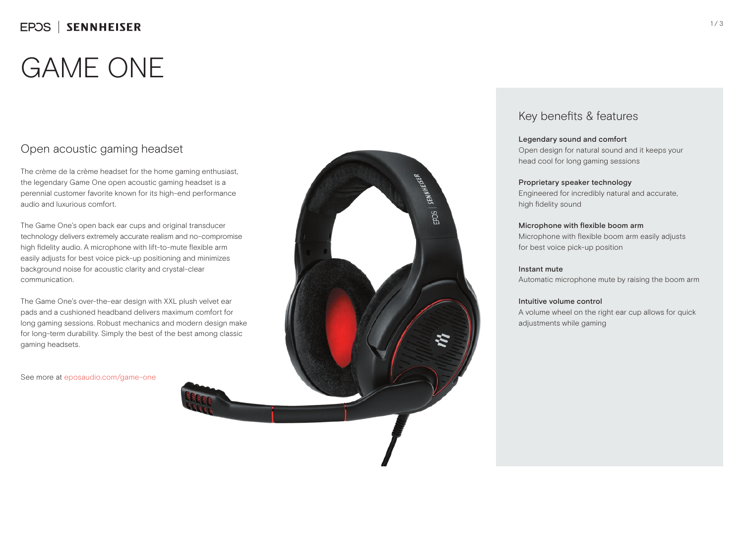# GAME ONE

## Open acoustic gaming headset

The crème de la crème headset for the home gaming enthusiast, the legendary Game One open acoustic gaming headset is a perennial customer favorite known for its high-end performance audio and luxurious comfort.

The Game One's open back ear cups and original transducer technology delivers extremely accurate realism and no-compromise high fidelity audio. A microphone with lift-to-mute flexible arm easily adjusts for best voice pick-up positioning and minimizes background noise for acoustic clarity and crystal-clear communication.

The Game One's over-the-ear design with XXL plush velvet ear pads and a cushioned headband delivers maximum comfort for long gaming sessions. Robust mechanics and modern design make for long-term durability. Simply the best of the best among classic gaming headsets.

See more at eposaudio.com/game-one

## Key benefits & features

**Legendary sound and comfort**
Open design for natural sound and it keeps your head cool for long gaming sessions

**Proprietary speaker technology**
Engineered for incredibly natural and accurate, high fidelity sound

**Microphone with flexible boom arm**
Microphone with flexible boom arm easily adjusts for best voice pick-up position

**Instant mute**
Automatic microphone mute by raising the boom arm

**Intuitive volume control**
A volume wheel on the right ear cup allows for quick adjustments while gaming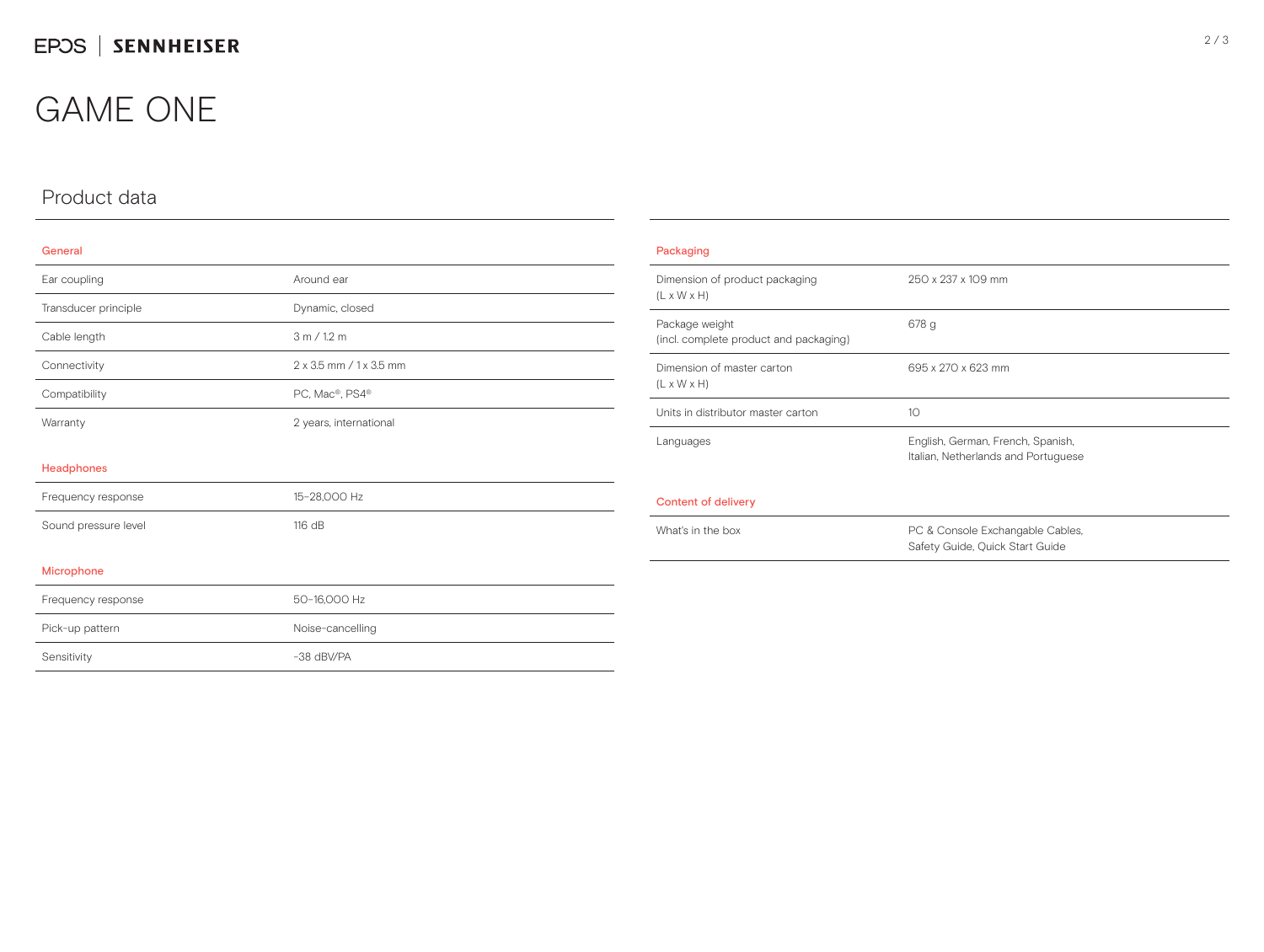# GAME ONE

## Product data

### General

| | |
|---|---|
| Ear coupling | Around ear |
| Transducer principle | Dynamic, closed |
| Cable length | 3 m / 1.2 m |
| Connectivity | 2 x 3.5 mm / 1 x 3.5 mm |
| Compatibility | PC, Mac®, PS4® |
| Warranty | 2 years, international |

### Headphones

| | |
|---|---|
| Frequency response | 15–28,000 Hz |
| Sound pressure level | 116 dB |

### Microphone

| | |
|---|---|
| Frequency response | 50–16,000 Hz |
| Pick-up pattern | Noise-cancelling |
| Sensitivity | -38 dBV/PA |

### Packaging

| | |
|---|---|
| Dimension of product packaging (L x W x H) | 250 x 237 x 109 mm |
| Package weight (incl. complete product and packaging) | 678 g |
| Dimension of master carton (L x W x H) | 695 x 270 x 623 mm |
| Units in distributor master carton | 10 |
| Languages | English, German, French, Spanish, Italian, Netherlands and Portuguese |

### Content of delivery

| | |
|---|---|
| What's in the box | PC & Console Exchangable Cables, Safety Guide, Quick Start Guide |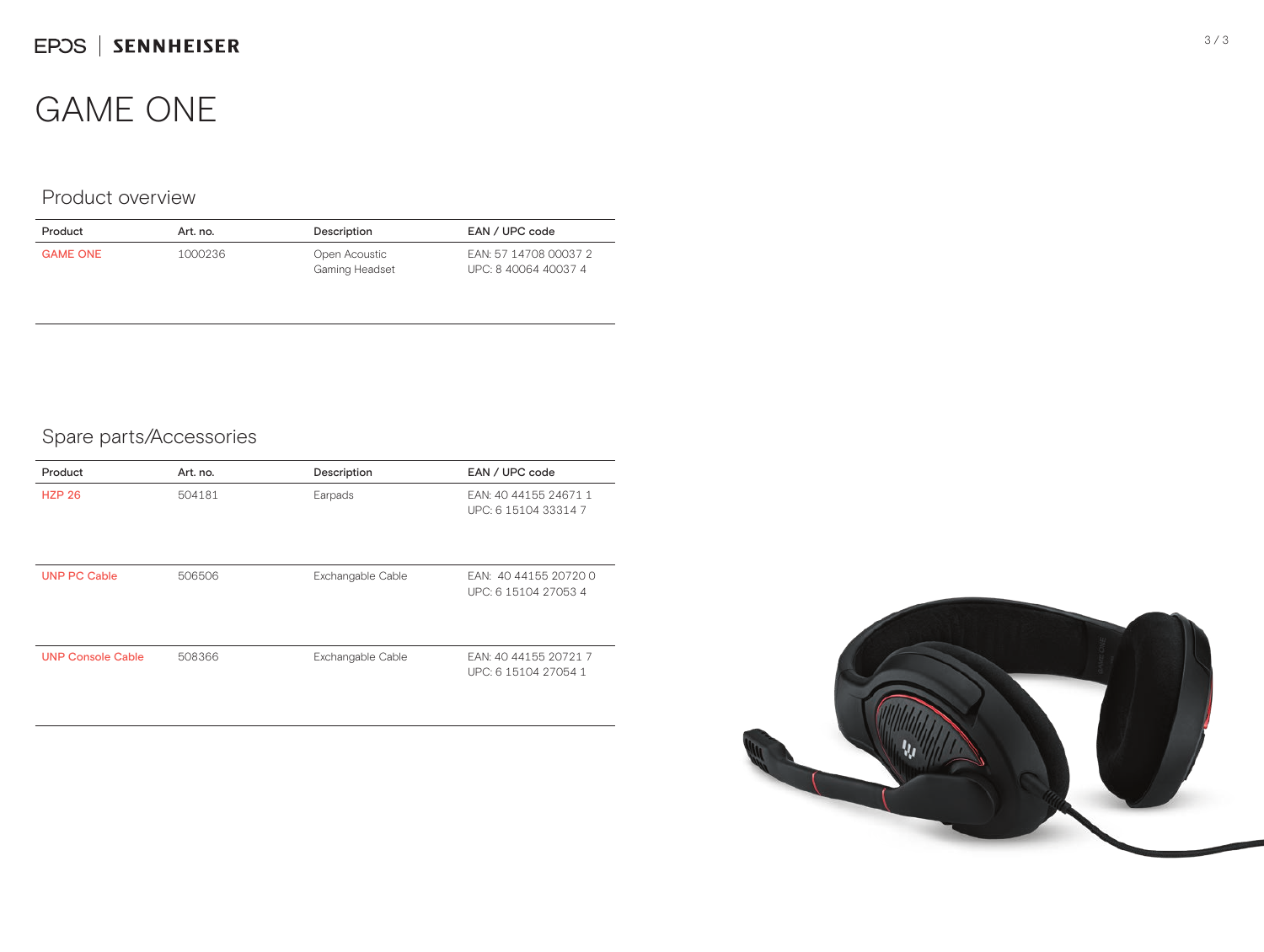# GAME ONE

## Product overview

| Product | Art. no. | Description | EAN / UPC code |
| --- | --- | --- | --- |
| GAME ONE | 1000236 | Open Acoustic Gaming Headset | EAN: 57 14708 00037 2<br>UPC: 8 40064 40037 4 |

## Spare parts/Accessories

| Product | Art. no. | Description | EAN / UPC code |
| --- | --- | --- | --- |
| HZP 26 | 504181 | Earpads | EAN: 40 44155 24671 1<br>UPC: 6 15104 33314 7 |
| UNP PC Cable | 506506 | Exchangable Cable | EAN: 40 44155 20720 0<br>UPC: 6 15104 27053 4 |
| UNP Console Cable | 508366 | Exchangable Cable | EAN: 40 44155 20721 7<br>UPC: 6 15104 27054 1 |